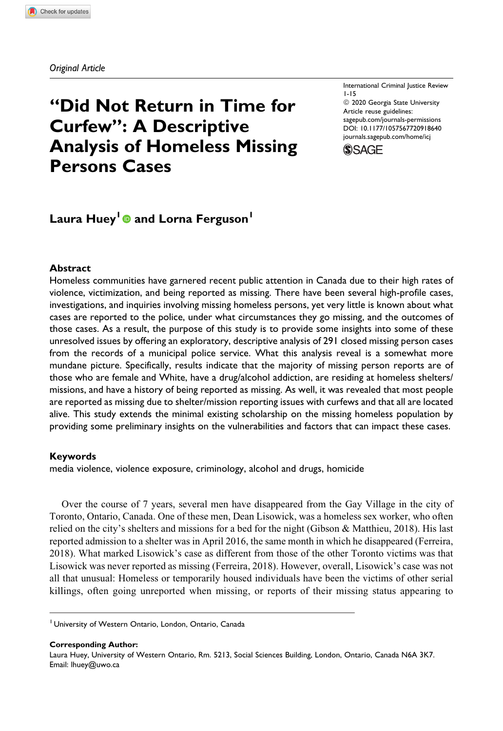*Original Article*

# "Did Not Return in Time for Curfew": A Descriptive Analysis of Homeless Missing Persons Cases

International Criminal Justice Review
1-15
© 2020 Georgia State University
Article reuse guidelines:
sagepub.com/journals-permissions
DOI: 10.1177/1057567720918640
journals.sagepub.com/home/icj

**Laura Huey[1] and Lorna Ferguson[1]**

## Abstract

Homeless communities have garnered recent public attention in Canada due to their high rates of violence, victimization, and being reported as missing. There have been several high-profile cases, investigations, and inquiries involving missing homeless persons, yet very little is known about what cases are reported to the police, under what circumstances they go missing, and the outcomes of those cases. As a result, the purpose of this study is to provide some insights into some of these unresolved issues by offering an exploratory, descriptive analysis of 291 closed missing person cases from the records of a municipal police service. What this analysis reveal is a somewhat more mundane picture. Specifically, results indicate that the majority of missing person reports are of those who are female and White, have a drug/alcohol addiction, are residing at homeless shelters/missions, and have a history of being reported as missing. As well, it was revealed that most people are reported as missing due to shelter/mission reporting issues with curfews and that all are located alive. This study extends the minimal existing scholarship on the missing homeless population by providing some preliminary insights on the vulnerabilities and factors that can impact these cases.

## Keywords

media violence, violence exposure, criminology, alcohol and drugs, homicide

Over the course of 7 years, several men have disappeared from the Gay Village in the city of Toronto, Ontario, Canada. One of these men, Dean Lisowick, was a homeless sex worker, who often relied on the city's shelters and missions for a bed for the night (Gibson & Matthieu, 2018). His last reported admission to a shelter was in April 2016, the same month in which he disappeared (Ferreira, 2018). What marked Lisowick's case as different from those of the other Toronto victims was that Lisowick was never reported as missing (Ferreira, 2018). However, overall, Lisowick's case was not all that unusual: Homeless or temporarily housed individuals have been the victims of other serial killings, often going unreported when missing, or reports of their missing status appearing to

---

[1] University of Western Ontario, London, Ontario, Canada

**Corresponding Author:**
Laura Huey, University of Western Ontario, Rm. 5213, Social Sciences Building, London, Ontario, Canada N6A 3K7.
Email: lhuey@uwo.ca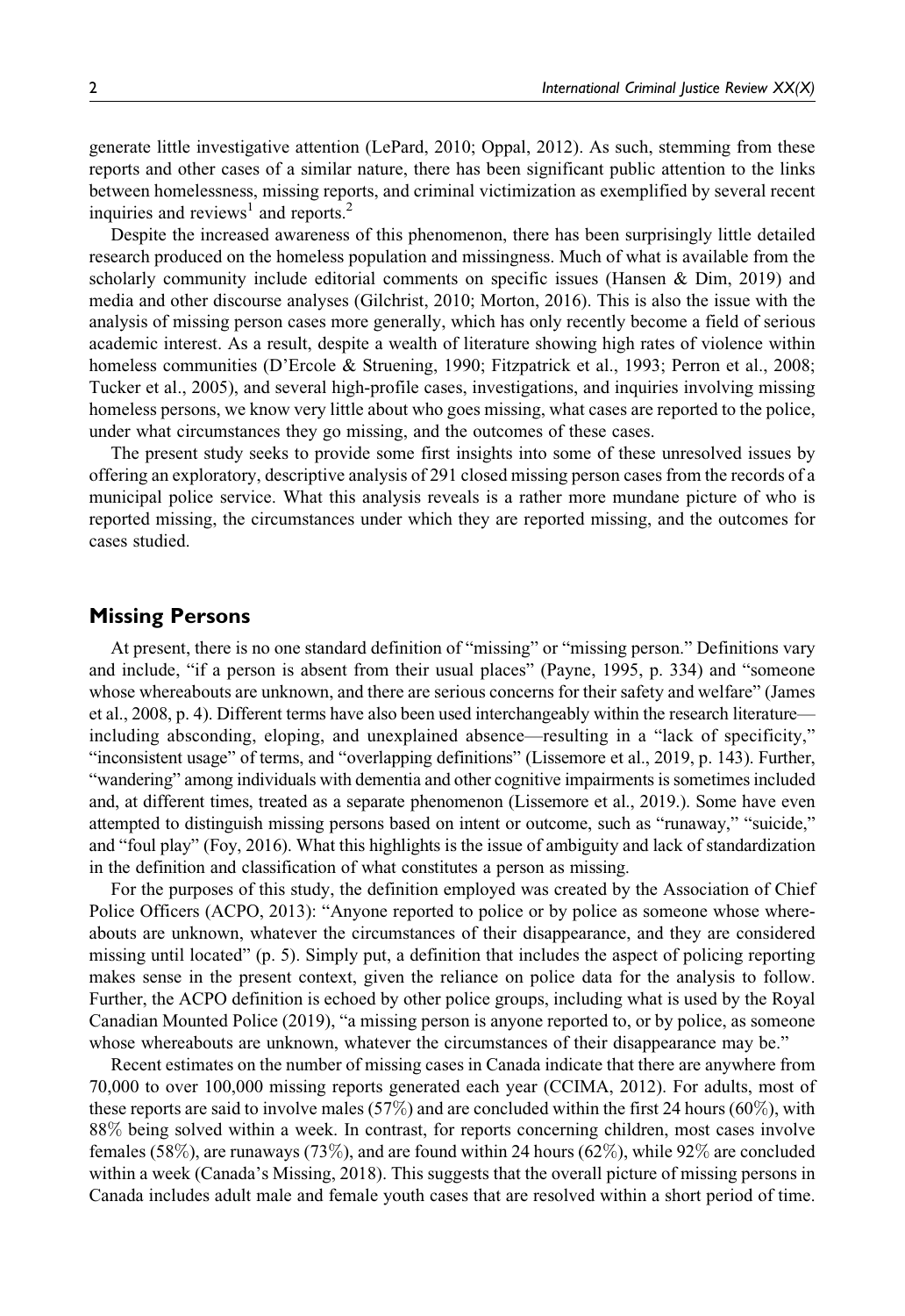generate little investigative attention (LePard, 2010; Oppal, 2012). As such, stemming from these reports and other cases of a similar nature, there has been significant public attention to the links between homelessness, missing reports, and criminal victimization as exemplified by several recent inquiries and reviews[1] and reports.[2]

Despite the increased awareness of this phenomenon, there has been surprisingly little detailed research produced on the homeless population and missingness. Much of what is available from the scholarly community include editorial comments on specific issues (Hansen & Dim, 2019) and media and other discourse analyses (Gilchrist, 2010; Morton, 2016). This is also the issue with the analysis of missing person cases more generally, which has only recently become a field of serious academic interest. As a result, despite a wealth of literature showing high rates of violence within homeless communities (D'Ercole & Struening, 1990; Fitzpatrick et al., 1993; Perron et al., 2008; Tucker et al., 2005), and several high-profile cases, investigations, and inquiries involving missing homeless persons, we know very little about who goes missing, what cases are reported to the police, under what circumstances they go missing, and the outcomes of these cases.

The present study seeks to provide some first insights into some of these unresolved issues by offering an exploratory, descriptive analysis of 291 closed missing person cases from the records of a municipal police service. What this analysis reveals is a rather more mundane picture of who is reported missing, the circumstances under which they are reported missing, and the outcomes for cases studied.

## Missing Persons

At present, there is no one standard definition of "missing" or "missing person." Definitions vary and include, "if a person is absent from their usual places" (Payne, 1995, p. 334) and "someone whose whereabouts are unknown, and there are serious concerns for their safety and welfare" (James et al., 2008, p. 4). Different terms have also been used interchangeably within the research literature—including absconding, eloping, and unexplained absence—resulting in a "lack of specificity," "inconsistent usage" of terms, and "overlapping definitions" (Lissemore et al., 2019, p. 143). Further, "wandering" among individuals with dementia and other cognitive impairments is sometimes included and, at different times, treated as a separate phenomenon (Lissemore et al., 2019.). Some have even attempted to distinguish missing persons based on intent or outcome, such as "runaway," "suicide," and "foul play" (Foy, 2016). What this highlights is the issue of ambiguity and lack of standardization in the definition and classification of what constitutes a person as missing.

For the purposes of this study, the definition employed was created by the Association of Chief Police Officers (ACPO, 2013): "Anyone reported to police or by police as someone whose whereabouts are unknown, whatever the circumstances of their disappearance, and they are considered missing until located" (p. 5). Simply put, a definition that includes the aspect of policing reporting makes sense in the present context, given the reliance on police data for the analysis to follow. Further, the ACPO definition is echoed by other police groups, including what is used by the Royal Canadian Mounted Police (2019), "a missing person is anyone reported to, or by police, as someone whose whereabouts are unknown, whatever the circumstances of their disappearance may be."

Recent estimates on the number of missing cases in Canada indicate that there are anywhere from 70,000 to over 100,000 missing reports generated each year (CCIMA, 2012). For adults, most of these reports are said to involve males (57%) and are concluded within the first 24 hours (60%), with 88% being solved within a week. In contrast, for reports concerning children, most cases involve females (58%), are runaways (73%), and are found within 24 hours (62%), while 92% are concluded within a week (Canada's Missing, 2018). This suggests that the overall picture of missing persons in Canada includes adult male and female youth cases that are resolved within a short period of time.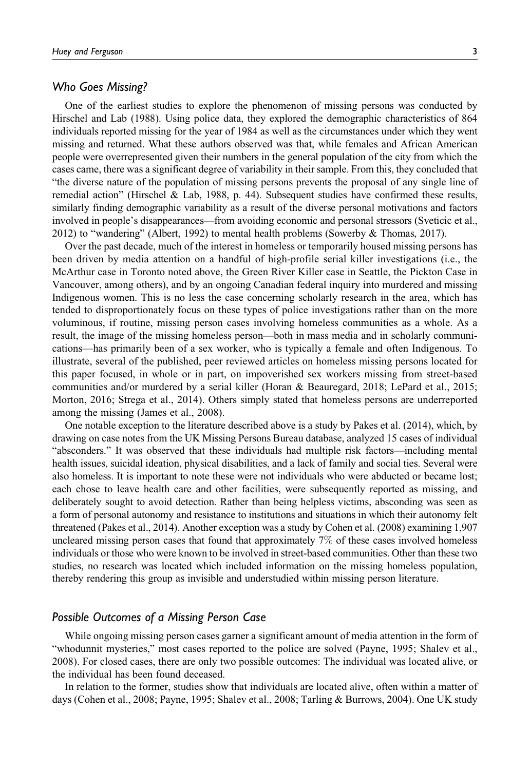### *Who Goes Missing?*

One of the earliest studies to explore the phenomenon of missing persons was conducted by Hirschel and Lab (1988). Using police data, they explored the demographic characteristics of 864 individuals reported missing for the year of 1984 as well as the circumstances under which they went missing and returned. What these authors observed was that, while females and African American people were overrepresented given their numbers in the general population of the city from which the cases came, there was a significant degree of variability in their sample. From this, they concluded that "the diverse nature of the population of missing persons prevents the proposal of any single line of remedial action" (Hirschel & Lab, 1988, p. 44). Subsequent studies have confirmed these results, similarly finding demographic variability as a result of the diverse personal motivations and factors involved in people's disappearances—from avoiding economic and personal stressors (Sveticic et al., 2012) to "wandering" (Albert, 1992) to mental health problems (Sowerby & Thomas, 2017).

Over the past decade, much of the interest in homeless or temporarily housed missing persons has been driven by media attention on a handful of high-profile serial killer investigations (i.e., the McArthur case in Toronto noted above, the Green River Killer case in Seattle, the Pickton Case in Vancouver, among others), and by an ongoing Canadian federal inquiry into murdered and missing Indigenous women. This is no less the case concerning scholarly research in the area, which has tended to disproportionately focus on these types of police investigations rather than on the more voluminous, if routine, missing person cases involving homeless communities as a whole. As a result, the image of the missing homeless person—both in mass media and in scholarly communications—has primarily been of a sex worker, who is typically a female and often Indigenous. To illustrate, several of the published, peer reviewed articles on homeless missing persons located for this paper focused, in whole or in part, on impoverished sex workers missing from street-based communities and/or murdered by a serial killer (Horan & Beauregard, 2018; LePard et al., 2015; Morton, 2016; Strega et al., 2014). Others simply stated that homeless persons are underreported among the missing (James et al., 2008).

One notable exception to the literature described above is a study by Pakes et al. (2014), which, by drawing on case notes from the UK Missing Persons Bureau database, analyzed 15 cases of individual "absconders." It was observed that these individuals had multiple risk factors—including mental health issues, suicidal ideation, physical disabilities, and a lack of family and social ties. Several were also homeless. It is important to note these were not individuals who were abducted or became lost; each chose to leave health care and other facilities, were subsequently reported as missing, and deliberately sought to avoid detection. Rather than being helpless victims, absconding was seen as a form of personal autonomy and resistance to institutions and situations in which their autonomy felt threatened (Pakes et al., 2014). Another exception was a study by Cohen et al. (2008) examining 1,907 uncleared missing person cases that found that approximately 7% of these cases involved homeless individuals or those who were known to be involved in street-based communities. Other than these two studies, no research was located which included information on the missing homeless population, thereby rendering this group as invisible and understudied within missing person literature.

### *Possible Outcomes of a Missing Person Case*

While ongoing missing person cases garner a significant amount of media attention in the form of "whodunnit mysteries," most cases reported to the police are solved (Payne, 1995; Shalev et al., 2008). For closed cases, there are only two possible outcomes: The individual was located alive, or the individual has been found deceased.

In relation to the former, studies show that individuals are located alive, often within a matter of days (Cohen et al., 2008; Payne, 1995; Shalev et al., 2008; Tarling & Burrows, 2004). One UK study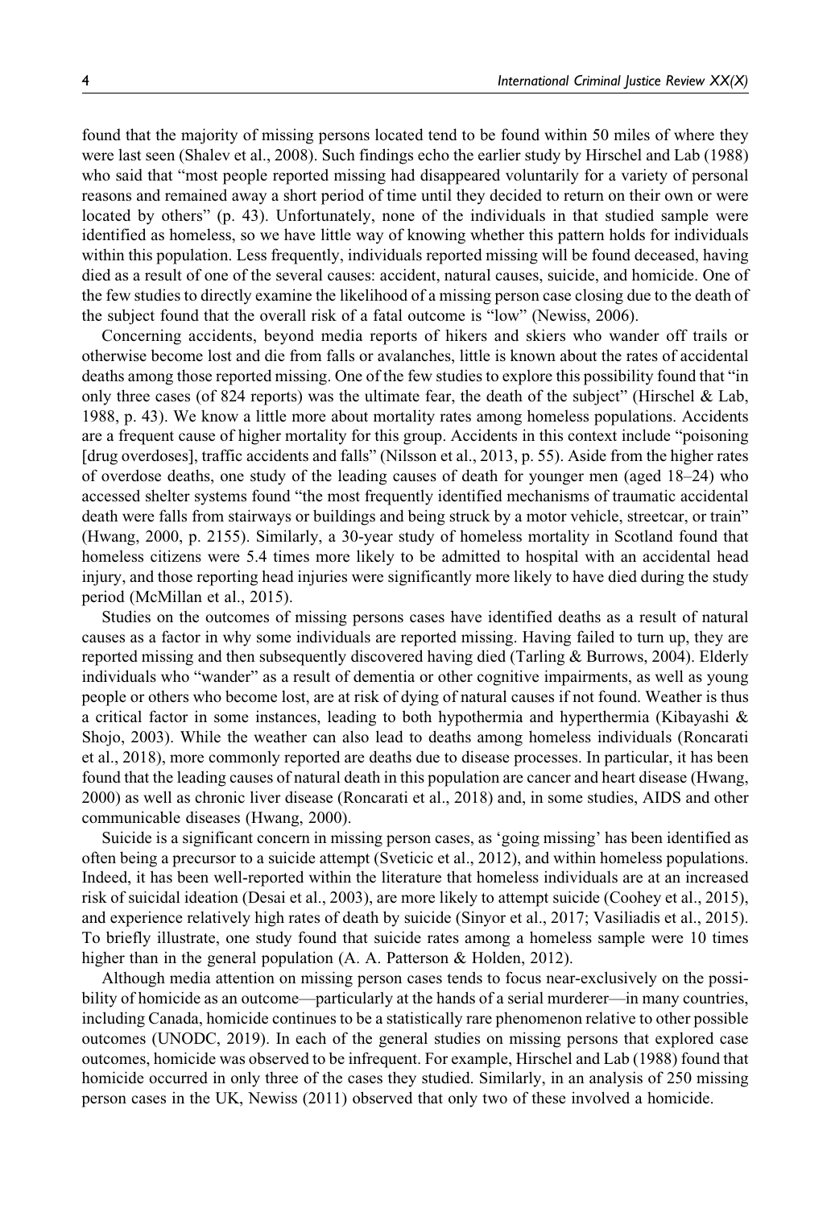found that the majority of missing persons located tend to be found within 50 miles of where they were last seen (Shalev et al., 2008). Such findings echo the earlier study by Hirschel and Lab (1988) who said that "most people reported missing had disappeared voluntarily for a variety of personal reasons and remained away a short period of time until they decided to return on their own or were located by others" (p. 43). Unfortunately, none of the individuals in that studied sample were identified as homeless, so we have little way of knowing whether this pattern holds for individuals within this population. Less frequently, individuals reported missing will be found deceased, having died as a result of one of the several causes: accident, natural causes, suicide, and homicide. One of the few studies to directly examine the likelihood of a missing person case closing due to the death of the subject found that the overall risk of a fatal outcome is "low" (Newiss, 2006).

Concerning accidents, beyond media reports of hikers and skiers who wander off trails or otherwise become lost and die from falls or avalanches, little is known about the rates of accidental deaths among those reported missing. One of the few studies to explore this possibility found that "in only three cases (of 824 reports) was the ultimate fear, the death of the subject" (Hirschel & Lab, 1988, p. 43). We know a little more about mortality rates among homeless populations. Accidents are a frequent cause of higher mortality for this group. Accidents in this context include "poisoning [drug overdoses], traffic accidents and falls" (Nilsson et al., 2013, p. 55). Aside from the higher rates of overdose deaths, one study of the leading causes of death for younger men (aged 18–24) who accessed shelter systems found "the most frequently identified mechanisms of traumatic accidental death were falls from stairways or buildings and being struck by a motor vehicle, streetcar, or train" (Hwang, 2000, p. 2155). Similarly, a 30-year study of homeless mortality in Scotland found that homeless citizens were 5.4 times more likely to be admitted to hospital with an accidental head injury, and those reporting head injuries were significantly more likely to have died during the study period (McMillan et al., 2015).

Studies on the outcomes of missing persons cases have identified deaths as a result of natural causes as a factor in why some individuals are reported missing. Having failed to turn up, they are reported missing and then subsequently discovered having died (Tarling & Burrows, 2004). Elderly individuals who "wander" as a result of dementia or other cognitive impairments, as well as young people or others who become lost, are at risk of dying of natural causes if not found. Weather is thus a critical factor in some instances, leading to both hypothermia and hyperthermia (Kibayashi & Shojo, 2003). While the weather can also lead to deaths among homeless individuals (Roncarati et al., 2018), more commonly reported are deaths due to disease processes. In particular, it has been found that the leading causes of natural death in this population are cancer and heart disease (Hwang, 2000) as well as chronic liver disease (Roncarati et al., 2018) and, in some studies, AIDS and other communicable diseases (Hwang, 2000).

Suicide is a significant concern in missing person cases, as 'going missing' has been identified as often being a precursor to a suicide attempt (Sveticic et al., 2012), and within homeless populations. Indeed, it has been well-reported within the literature that homeless individuals are at an increased risk of suicidal ideation (Desai et al., 2003), are more likely to attempt suicide (Coohey et al., 2015), and experience relatively high rates of death by suicide (Sinyor et al., 2017; Vasiliadis et al., 2015). To briefly illustrate, one study found that suicide rates among a homeless sample were 10 times higher than in the general population (A. A. Patterson & Holden, 2012).

Although media attention on missing person cases tends to focus near-exclusively on the possibility of homicide as an outcome—particularly at the hands of a serial murderer—in many countries, including Canada, homicide continues to be a statistically rare phenomenon relative to other possible outcomes (UNODC, 2019). In each of the general studies on missing persons that explored case outcomes, homicide was observed to be infrequent. For example, Hirschel and Lab (1988) found that homicide occurred in only three of the cases they studied. Similarly, in an analysis of 250 missing person cases in the UK, Newiss (2011) observed that only two of these involved a homicide.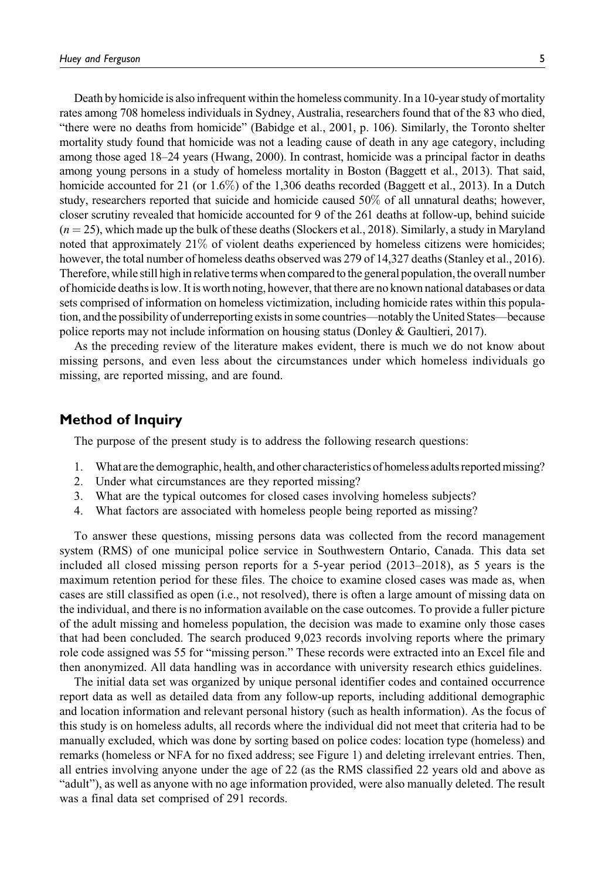Death by homicide is also infrequent within the homeless community. In a 10-year study of mortality rates among 708 homeless individuals in Sydney, Australia, researchers found that of the 83 who died, "there were no deaths from homicide" (Babidge et al., 2001, p. 106). Similarly, the Toronto shelter mortality study found that homicide was not a leading cause of death in any age category, including among those aged 18–24 years (Hwang, 2000). In contrast, homicide was a principal factor in deaths among young persons in a study of homeless mortality in Boston (Baggett et al., 2013). That said, homicide accounted for 21 (or 1.6%) of the 1,306 deaths recorded (Baggett et al., 2013). In a Dutch study, researchers reported that suicide and homicide caused 50% of all unnatural deaths; however, closer scrutiny revealed that homicide accounted for 9 of the 261 deaths at follow-up, behind suicide ($n = 25$), which made up the bulk of these deaths (Slockers et al., 2018). Similarly, a study in Maryland noted that approximately 21% of violent deaths experienced by homeless citizens were homicides; however, the total number of homeless deaths observed was 279 of 14,327 deaths (Stanley et al., 2016). Therefore, while still high in relative terms when compared to the general population, the overall number of homicide deaths is low. It is worth noting, however, that there are no known national databases or data sets comprised of information on homeless victimization, including homicide rates within this population, and the possibility of underreporting exists in some countries—notably the United States—because police reports may not include information on housing status (Donley & Gaultieri, 2017).

As the preceding review of the literature makes evident, there is much we do not know about missing persons, and even less about the circumstances under which homeless individuals go missing, are reported missing, and are found.

## Method of Inquiry

The purpose of the present study is to address the following research questions:

1. What are the demographic, health, and other characteristics of homeless adults reported missing?
2. Under what circumstances are they reported missing?
3. What are the typical outcomes for closed cases involving homeless subjects?
4. What factors are associated with homeless people being reported as missing?

To answer these questions, missing persons data was collected from the record management system (RMS) of one municipal police service in Southwestern Ontario, Canada. This data set included all closed missing person reports for a 5-year period (2013–2018), as 5 years is the maximum retention period for these files. The choice to examine closed cases was made as, when cases are still classified as open (i.e., not resolved), there is often a large amount of missing data on the individual, and there is no information available on the case outcomes. To provide a fuller picture of the adult missing and homeless population, the decision was made to examine only those cases that had been concluded. The search produced 9,023 records involving reports where the primary role code assigned was 55 for "missing person." These records were extracted into an Excel file and then anonymized. All data handling was in accordance with university research ethics guidelines.

The initial data set was organized by unique personal identifier codes and contained occurrence report data as well as detailed data from any follow-up reports, including additional demographic and location information and relevant personal history (such as health information). As the focus of this study is on homeless adults, all records where the individual did not meet that criteria had to be manually excluded, which was done by sorting based on police codes: location type (homeless) and remarks (homeless or NFA for no fixed address; see Figure 1) and deleting irrelevant entries. Then, all entries involving anyone under the age of 22 (as the RMS classified 22 years old and above as "adult"), as well as anyone with no age information provided, were also manually deleted. The result was a final data set comprised of 291 records.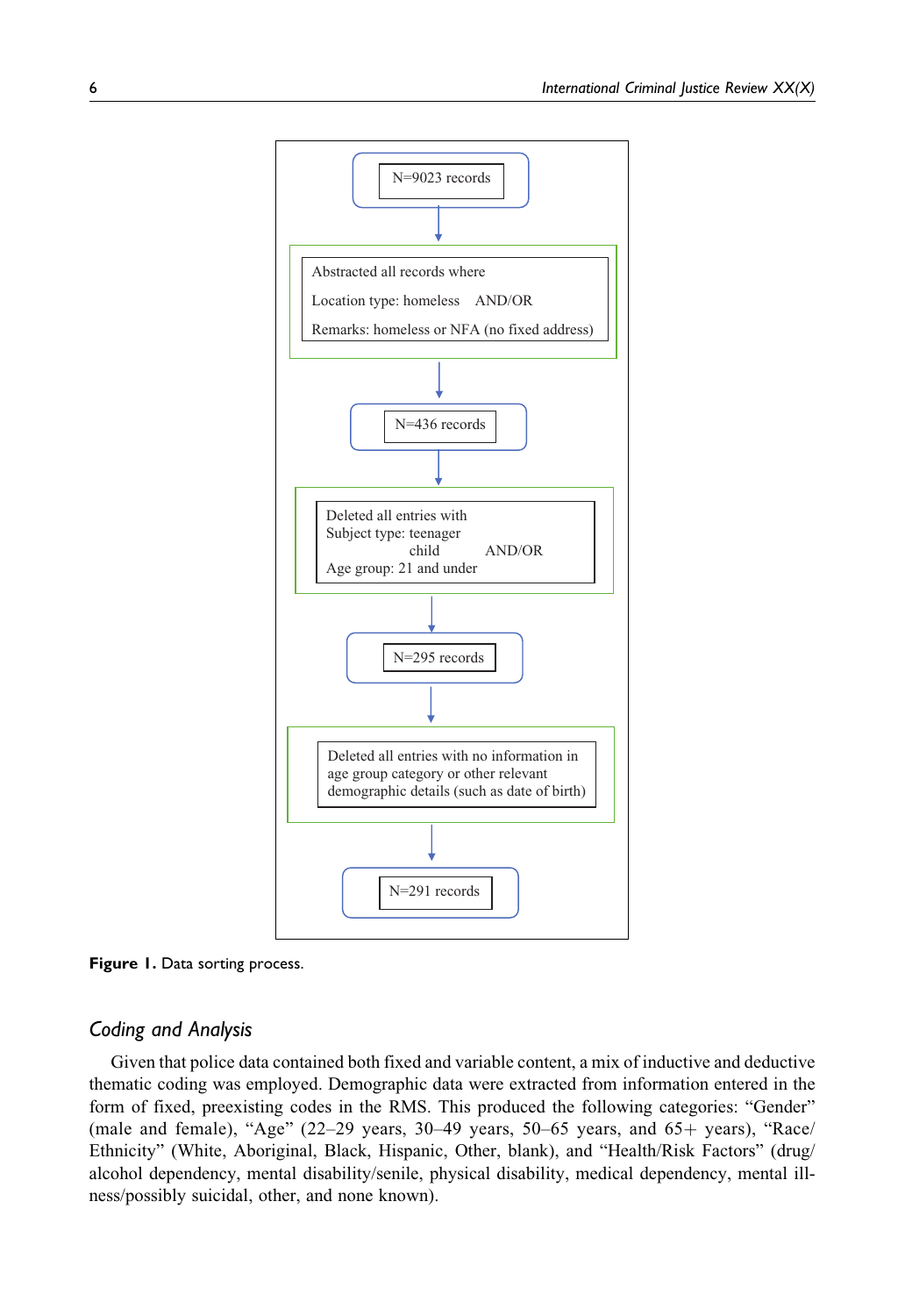N=9023 records

Abstracted all records where

Location type: homeless AND/OR

Remarks: homeless or NFA (no fixed address)

N=436 records

Deleted all entries with
Subject type: teenager
child AND/OR
Age group: 21 and under

N=295 records

Deleted all entries with no information in age group category or other relevant demographic details (such as date of birth)

N=291 records

**Figure 1.** Data sorting process.

## *Coding and Analysis*

Given that police data contained both fixed and variable content, a mix of inductive and deductive thematic coding was employed. Demographic data were extracted from information entered in the form of fixed, preexisting codes in the RMS. This produced the following categories: “Gender” (male and female), “Age” (22–29 years, 30–49 years, 50–65 years, and 65+ years), “Race/Ethnicity” (White, Aboriginal, Black, Hispanic, Other, blank), and “Health/Risk Factors” (drug/alcohol dependency, mental disability/senile, physical disability, medical dependency, mental illness/possibly suicidal, other, and none known).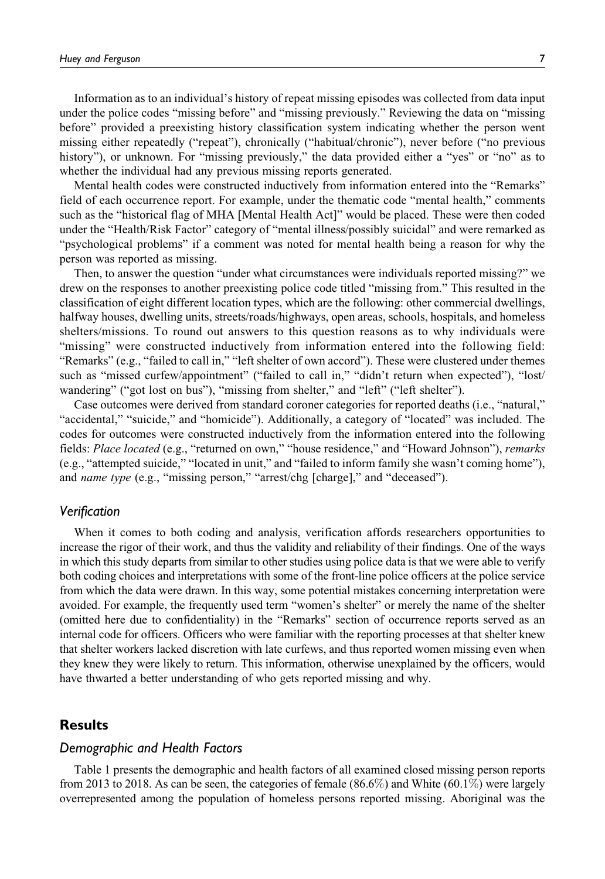Information as to an individual's history of repeat missing episodes was collected from data input under the police codes "missing before" and "missing previously." Reviewing the data on "missing before" provided a preexisting history classification system indicating whether the person went missing either repeatedly ("repeat"), chronically ("habitual/chronic"), never before ("no previous history"), or unknown. For "missing previously," the data provided either a "yes" or "no" as to whether the individual had any previous missing reports generated.

Mental health codes were constructed inductively from information entered into the "Remarks" field of each occurrence report. For example, under the thematic code "mental health," comments such as the "historical flag of MHA [Mental Health Act]" would be placed. These were then coded under the "Health/Risk Factor" category of "mental illness/possibly suicidal" and were remarked as "psychological problems" if a comment was noted for mental health being a reason for why the person was reported as missing.

Then, to answer the question "under what circumstances were individuals reported missing?" we drew on the responses to another preexisting police code titled "missing from." This resulted in the classification of eight different location types, which are the following: other commercial dwellings, halfway houses, dwelling units, streets/roads/highways, open areas, schools, hospitals, and homeless shelters/missions. To round out answers to this question reasons as to why individuals were "missing" were constructed inductively from information entered into the following field: "Remarks" (e.g., "failed to call in," "left shelter of own accord"). These were clustered under themes such as "missed curfew/appointment" ("failed to call in," "didn't return when expected"), "lost/wandering" ("got lost on bus"), "missing from shelter," and "left" ("left shelter").

Case outcomes were derived from standard coroner categories for reported deaths (i.e., "natural," "accidental," "suicide," and "homicide"). Additionally, a category of "located" was included. The codes for outcomes were constructed inductively from the information entered into the following fields: *Place located* (e.g., "returned on own," "house residence," and "Howard Johnson"), *remarks* (e.g., "attempted suicide," "located in unit," and "failed to inform family she wasn't coming home"), and *name type* (e.g., "missing person," "arrest/chg [charge]," and "deceased").

### *Verification*

When it comes to both coding and analysis, verification affords researchers opportunities to increase the rigor of their work, and thus the validity and reliability of their findings. One of the ways in which this study departs from similar to other studies using police data is that we were able to verify both coding choices and interpretations with some of the front-line police officers at the police service from which the data were drawn. In this way, some potential mistakes concerning interpretation were avoided. For example, the frequently used term "women's shelter" or merely the name of the shelter (omitted here due to confidentiality) in the "Remarks" section of occurrence reports served as an internal code for officers. Officers who were familiar with the reporting processes at that shelter knew that shelter workers lacked discretion with late curfews, and thus reported women missing even when they knew they were likely to return. This information, otherwise unexplained by the officers, would have thwarted a better understanding of who gets reported missing and why.

## Results

### *Demographic and Health Factors*

Table 1 presents the demographic and health factors of all examined closed missing person reports from 2013 to 2018. As can be seen, the categories of female (86.6%) and White (60.1%) were largely overrepresented among the population of homeless persons reported missing. Aboriginal was the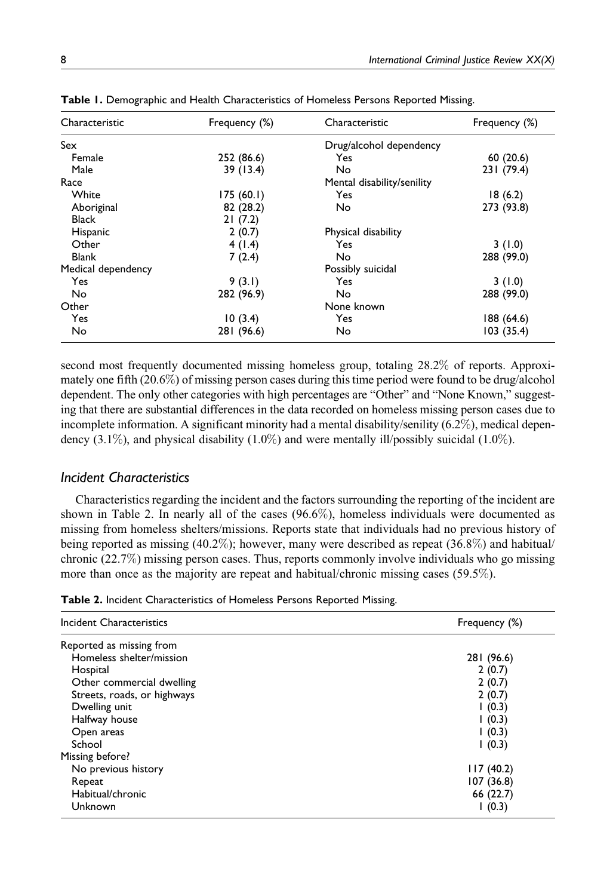**Table 1.** Demographic and Health Characteristics of Homeless Persons Reported Missing.

| Characteristic | Frequency (%) | Characteristic | Frequency (%) |
|---|---|---|---|
| Sex | | Drug/alcohol dependency | |
| Female | 252 (86.6) | Yes | 60 (20.6) |
| Male | 39 (13.4) | No | 231 (79.4) |
| Race | | Mental disability/senility | |
| White | 175 (60.1) | Yes | 18 (6.2) |
| Aboriginal | 82 (28.2) | No | 273 (93.8) |
| Black | 21 (7.2) | | |
| Hispanic | 2 (0.7) | Physical disability | |
| Other | 4 (1.4) | Yes | 3 (1.0) |
| Blank | 7 (2.4) | No | 288 (99.0) |
| Medical dependency | | Possibly suicidal | |
| Yes | 9 (3.1) | Yes | 3 (1.0) |
| No | 282 (96.9) | No | 288 (99.0) |
| Other | | None known | |
| Yes | 10 (3.4) | Yes | 188 (64.6) |
| No | 281 (96.6) | No | 103 (35.4) |

second most frequently documented missing homeless group, totaling 28.2% of reports. Approximately one fifth (20.6%) of missing person cases during this time period were found to be drug/alcohol dependent. The only other categories with high percentages are "Other" and "None Known," suggesting that there are substantial differences in the data recorded on homeless missing person cases due to incomplete information. A significant minority had a mental disability/senility (6.2%), medical dependency (3.1%), and physical disability (1.0%) and were mentally ill/possibly suicidal (1.0%).

### *Incident Characteristics*

Characteristics regarding the incident and the factors surrounding the reporting of the incident are shown in Table 2. In nearly all of the cases (96.6%), homeless individuals were documented as missing from homeless shelters/missions. Reports state that individuals had no previous history of being reported as missing (40.2%); however, many were described as repeat (36.8%) and habitual/chronic (22.7%) missing person cases. Thus, reports commonly involve individuals who go missing more than once as the majority are repeat and habitual/chronic missing cases (59.5%).

**Table 2.** Incident Characteristics of Homeless Persons Reported Missing.

| Incident Characteristics | Frequency (%) |
|---|---|
| Reported as missing from | |
| Homeless shelter/mission | 281 (96.6) |
| Hospital | 2 (0.7) |
| Other commercial dwelling | 2 (0.7) |
| Streets, roads, or highways | 2 (0.7) |
| Dwelling unit | 1 (0.3) |
| Halfway house | 1 (0.3) |
| Open areas | 1 (0.3) |
| School | 1 (0.3) |
| Missing before? | |
| No previous history | 117 (40.2) |
| Repeat | 107 (36.8) |
| Habitual/chronic | 66 (22.7) |
| Unknown | 1 (0.3) |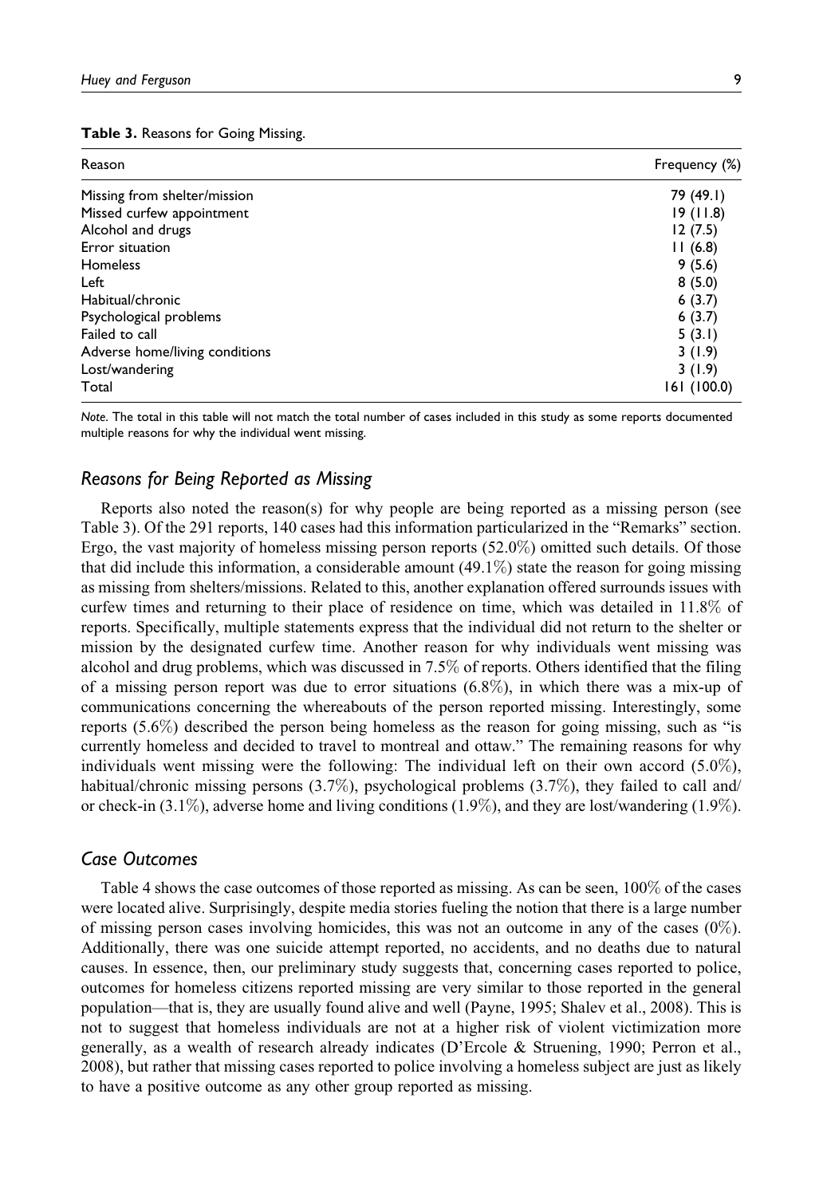**Table 3.** Reasons for Going Missing.

| Reason | Frequency (%) |
|---|---|
| Missing from shelter/mission | 79 (49.1) |
| Missed curfew appointment | 19 (11.8) |
| Alcohol and drugs | 12 (7.5) |
| Error situation | 11 (6.8) |
| Homeless | 9 (5.6) |
| Left | 8 (5.0) |
| Habitual/chronic | 6 (3.7) |
| Psychological problems | 6 (3.7) |
| Failed to call | 5 (3.1) |
| Adverse home/living conditions | 3 (1.9) |
| Lost/wandering | 3 (1.9) |
| Total | 161 (100.0) |

*Note.* The total in this table will not match the total number of cases included in this study as some reports documented multiple reasons for why the individual went missing.

### *Reasons for Being Reported as Missing*

Reports also noted the reason(s) for why people are being reported as a missing person (see Table 3). Of the 291 reports, 140 cases had this information particularized in the "Remarks" section. Ergo, the vast majority of homeless missing person reports (52.0%) omitted such details. Of those that did include this information, a considerable amount (49.1%) state the reason for going missing as missing from shelters/missions. Related to this, another explanation offered surrounds issues with curfew times and returning to their place of residence on time, which was detailed in 11.8% of reports. Specifically, multiple statements express that the individual did not return to the shelter or mission by the designated curfew time. Another reason for why individuals went missing was alcohol and drug problems, which was discussed in 7.5% of reports. Others identified that the filing of a missing person report was due to error situations (6.8%), in which there was a mix-up of communications concerning the whereabouts of the person reported missing. Interestingly, some reports (5.6%) described the person being homeless as the reason for going missing, such as "is currently homeless and decided to travel to montreal and ottaw." The remaining reasons for why individuals went missing were the following: The individual left on their own accord (5.0%), habitual/chronic missing persons (3.7%), psychological problems (3.7%), they failed to call and/or check-in (3.1%), adverse home and living conditions (1.9%), and they are lost/wandering (1.9%).

### *Case Outcomes*

Table 4 shows the case outcomes of those reported as missing. As can be seen, 100% of the cases were located alive. Surprisingly, despite media stories fueling the notion that there is a large number of missing person cases involving homicides, this was not an outcome in any of the cases (0%). Additionally, there was one suicide attempt reported, no accidents, and no deaths due to natural causes. In essence, then, our preliminary study suggests that, concerning cases reported to police, outcomes for homeless citizens reported missing are very similar to those reported in the general population—that is, they are usually found alive and well (Payne, 1995; Shalev et al., 2008). This is not to suggest that homeless individuals are not at a higher risk of violent victimization more generally, as a wealth of research already indicates (D'Ercole & Struening, 1990; Perron et al., 2008), but rather that missing cases reported to police involving a homeless subject are just as likely to have a positive outcome as any other group reported as missing.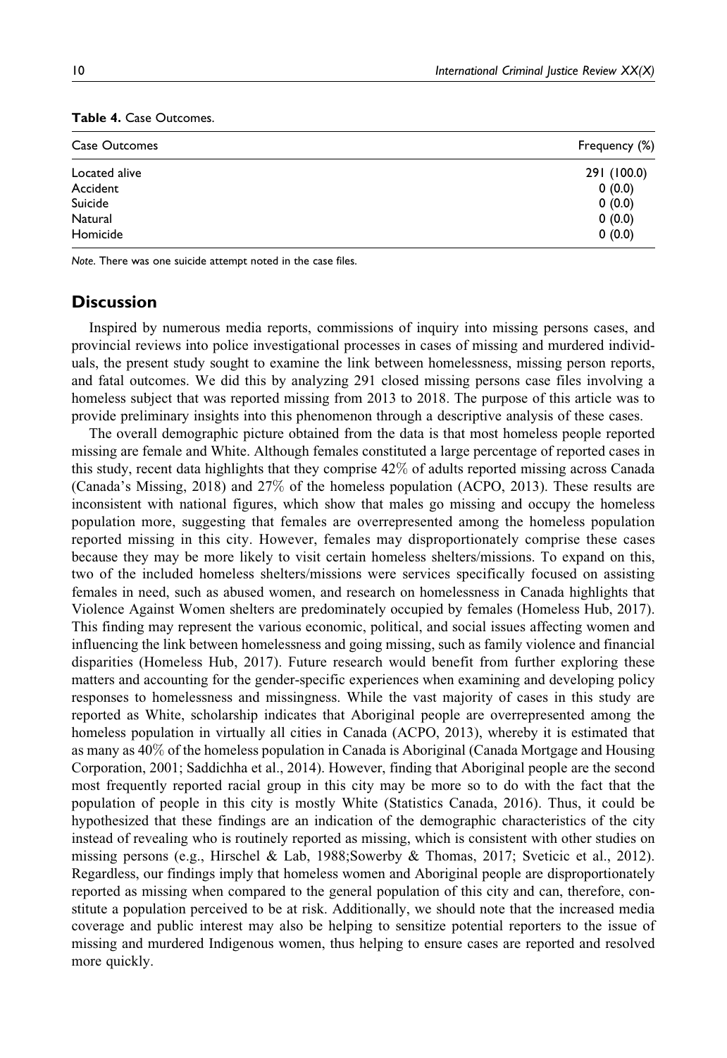**Table 4.** Case Outcomes.

| Case Outcomes | Frequency (%) |
|---|---|
| Located alive | 291 (100.0) |
| Accident | 0 (0.0) |
| Suicide | 0 (0.0) |
| Natural | 0 (0.0) |
| Homicide | 0 (0.0) |

*Note.* There was one suicide attempt noted in the case files.

## Discussion

Inspired by numerous media reports, commissions of inquiry into missing persons cases, and provincial reviews into police investigational processes in cases of missing and murdered individuals, the present study sought to examine the link between homelessness, missing person reports, and fatal outcomes. We did this by analyzing 291 closed missing persons case files involving a homeless subject that was reported missing from 2013 to 2018. The purpose of this article was to provide preliminary insights into this phenomenon through a descriptive analysis of these cases.

The overall demographic picture obtained from the data is that most homeless people reported missing are female and White. Although females constituted a large percentage of reported cases in this study, recent data highlights that they comprise 42% of adults reported missing across Canada (Canada's Missing, 2018) and 27% of the homeless population (ACPO, 2013). These results are inconsistent with national figures, which show that males go missing and occupy the homeless population more, suggesting that females are overrepresented among the homeless population reported missing in this city. However, females may disproportionately comprise these cases because they may be more likely to visit certain homeless shelters/missions. To expand on this, two of the included homeless shelters/missions were services specifically focused on assisting females in need, such as abused women, and research on homelessness in Canada highlights that Violence Against Women shelters are predominately occupied by females (Homeless Hub, 2017). This finding may represent the various economic, political, and social issues affecting women and influencing the link between homelessness and going missing, such as family violence and financial disparities (Homeless Hub, 2017). Future research would benefit from further exploring these matters and accounting for the gender-specific experiences when examining and developing policy responses to homelessness and missingness. While the vast majority of cases in this study are reported as White, scholarship indicates that Aboriginal people are overrepresented among the homeless population in virtually all cities in Canada (ACPO, 2013), whereby it is estimated that as many as 40% of the homeless population in Canada is Aboriginal (Canada Mortgage and Housing Corporation, 2001; Saddichha et al., 2014). However, finding that Aboriginal people are the second most frequently reported racial group in this city may be more so to do with the fact that the population of people in this city is mostly White (Statistics Canada, 2016). Thus, it could be hypothesized that these findings are an indication of the demographic characteristics of the city instead of revealing who is routinely reported as missing, which is consistent with other studies on missing persons (e.g., Hirschel & Lab, 1988;Sowerby & Thomas, 2017; Sveticic et al., 2012). Regardless, our findings imply that homeless women and Aboriginal people are disproportionately reported as missing when compared to the general population of this city and can, therefore, constitute a population perceived to be at risk. Additionally, we should note that the increased media coverage and public interest may also be helping to sensitize potential reporters to the issue of missing and murdered Indigenous women, thus helping to ensure cases are reported and resolved more quickly.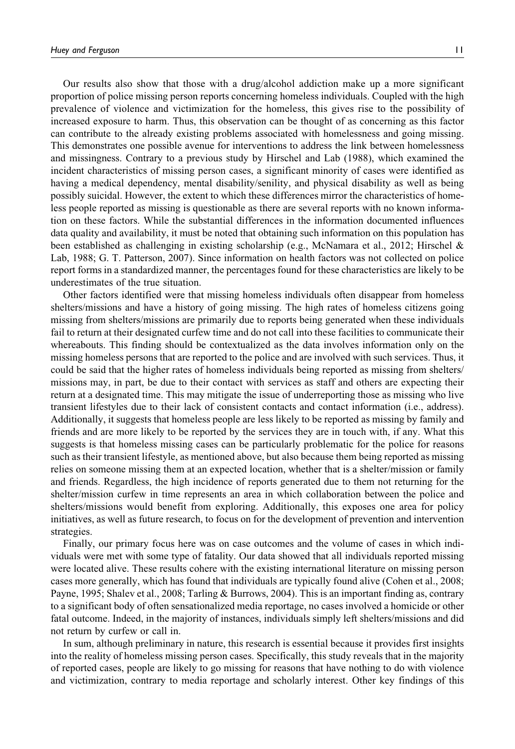Our results also show that those with a drug/alcohol addiction make up a more significant proportion of police missing person reports concerning homeless individuals. Coupled with the high prevalence of violence and victimization for the homeless, this gives rise to the possibility of increased exposure to harm. Thus, this observation can be thought of as concerning as this factor can contribute to the already existing problems associated with homelessness and going missing. This demonstrates one possible avenue for interventions to address the link between homelessness and missingness. Contrary to a previous study by Hirschel and Lab (1988), which examined the incident characteristics of missing person cases, a significant minority of cases were identified as having a medical dependency, mental disability/senility, and physical disability as well as being possibly suicidal. However, the extent to which these differences mirror the characteristics of homeless people reported as missing is questionable as there are several reports with no known information on these factors. While the substantial differences in the information documented influences data quality and availability, it must be noted that obtaining such information on this population has been established as challenging in existing scholarship (e.g., McNamara et al., 2012; Hirschel & Lab, 1988; G. T. Patterson, 2007). Since information on health factors was not collected on police report forms in a standardized manner, the percentages found for these characteristics are likely to be underestimates of the true situation.

Other factors identified were that missing homeless individuals often disappear from homeless shelters/missions and have a history of going missing. The high rates of homeless citizens going missing from shelters/missions are primarily due to reports being generated when these individuals fail to return at their designated curfew time and do not call into these facilities to communicate their whereabouts. This finding should be contextualized as the data involves information only on the missing homeless persons that are reported to the police and are involved with such services. Thus, it could be said that the higher rates of homeless individuals being reported as missing from shelters/missions may, in part, be due to their contact with services as staff and others are expecting their return at a designated time. This may mitigate the issue of underreporting those as missing who live transient lifestyles due to their lack of consistent contacts and contact information (i.e., address). Additionally, it suggests that homeless people are less likely to be reported as missing by family and friends and are more likely to be reported by the services they are in touch with, if any. What this suggests is that homeless missing cases can be particularly problematic for the police for reasons such as their transient lifestyle, as mentioned above, but also because them being reported as missing relies on someone missing them at an expected location, whether that is a shelter/mission or family and friends. Regardless, the high incidence of reports generated due to them not returning for the shelter/mission curfew in time represents an area in which collaboration between the police and shelters/missions would benefit from exploring. Additionally, this exposes one area for policy initiatives, as well as future research, to focus on for the development of prevention and intervention strategies.

Finally, our primary focus here was on case outcomes and the volume of cases in which individuals were met with some type of fatality. Our data showed that all individuals reported missing were located alive. These results cohere with the existing international literature on missing person cases more generally, which has found that individuals are typically found alive (Cohen et al., 2008; Payne, 1995; Shalev et al., 2008; Tarling & Burrows, 2004). This is an important finding as, contrary to a significant body of often sensationalized media reportage, no cases involved a homicide or other fatal outcome. Indeed, in the majority of instances, individuals simply left shelters/missions and did not return by curfew or call in.

In sum, although preliminary in nature, this research is essential because it provides first insights into the reality of homeless missing person cases. Specifically, this study reveals that in the majority of reported cases, people are likely to go missing for reasons that have nothing to do with violence and victimization, contrary to media reportage and scholarly interest. Other key findings of this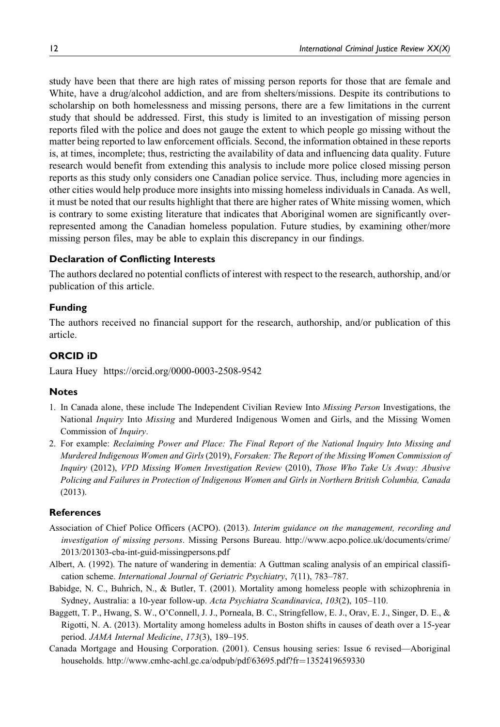study have been that there are high rates of missing person reports for those that are female and White, have a drug/alcohol addiction, and are from shelters/missions. Despite its contributions to scholarship on both homelessness and missing persons, there are a few limitations in the current study that should be addressed. First, this study is limited to an investigation of missing person reports filed with the police and does not gauge the extent to which people go missing without the matter being reported to law enforcement officials. Second, the information obtained in these reports is, at times, incomplete; thus, restricting the availability of data and influencing data quality. Future research would benefit from extending this analysis to include more police closed missing person reports as this study only considers one Canadian police service. Thus, including more agencies in other cities would help produce more insights into missing homeless individuals in Canada. As well, it must be noted that our results highlight that there are higher rates of White missing women, which is contrary to some existing literature that indicates that Aboriginal women are significantly over-represented among the Canadian homeless population. Future studies, by examining other/more missing person files, may be able to explain this discrepancy in our findings.

### Declaration of Conflicting Interests

The authors declared no potential conflicts of interest with respect to the research, authorship, and/or publication of this article.

### Funding

The authors received no financial support for the research, authorship, and/or publication of this article.

### ORCID iD

Laura Huey https://orcid.org/0000-0003-2508-9542

### Notes

1. In Canada alone, these include The Independent Civilian Review Into *Missing Person* Investigations, the National *Inquiry* Into *Missing* and Murdered Indigenous Women and Girls, and the Missing Women Commission of *Inquiry*.
2. For example: *Reclaiming Power and Place: The Final Report of the National Inquiry Into Missing and Murdered Indigenous Women and Girls* (2019), *Forsaken: The Report of the Missing Women Commission of Inquiry* (2012), *VPD Missing Women Investigation Review* (2010), *Those Who Take Us Away: Abusive Policing and Failures in Protection of Indigenous Women and Girls in Northern British Columbia, Canada* (2013).

### References

Association of Chief Police Officers (ACPO). (2013). *Interim guidance on the management, recording and investigation of missing persons*. Missing Persons Bureau. http://www.acpo.police.uk/documents/crime/2013/201303-cba-int-guid-missingpersons.pdf

Albert, A. (1992). The nature of wandering in dementia: A Guttman scaling analysis of an empirical classification scheme. *International Journal of Geriatric Psychiatry*, *7*(11), 783–787.

Babidge, N. C., Buhrich, N., & Butler, T. (2001). Mortality among homeless people with schizophrenia in Sydney, Australia: a 10-year follow-up. *Acta Psychiatra Scandinavica*, *103*(2), 105–110.

Baggett, T. P., Hwang, S. W., O'Connell, J. J., Porneala, B. C., Stringfellow, E. J., Orav, E. J., Singer, D. E., & Rigotti, N. A. (2013). Mortality among homeless adults in Boston shifts in causes of death over a 15-year period. *JAMA Internal Medicine*, *173*(3), 189–195.

Canada Mortgage and Housing Corporation. (2001). Census housing series: Issue 6 revised—Aboriginal households. http://www.cmhc-achl.gc.ca/odpub/pdf/63695.pdf?fr=1352419659330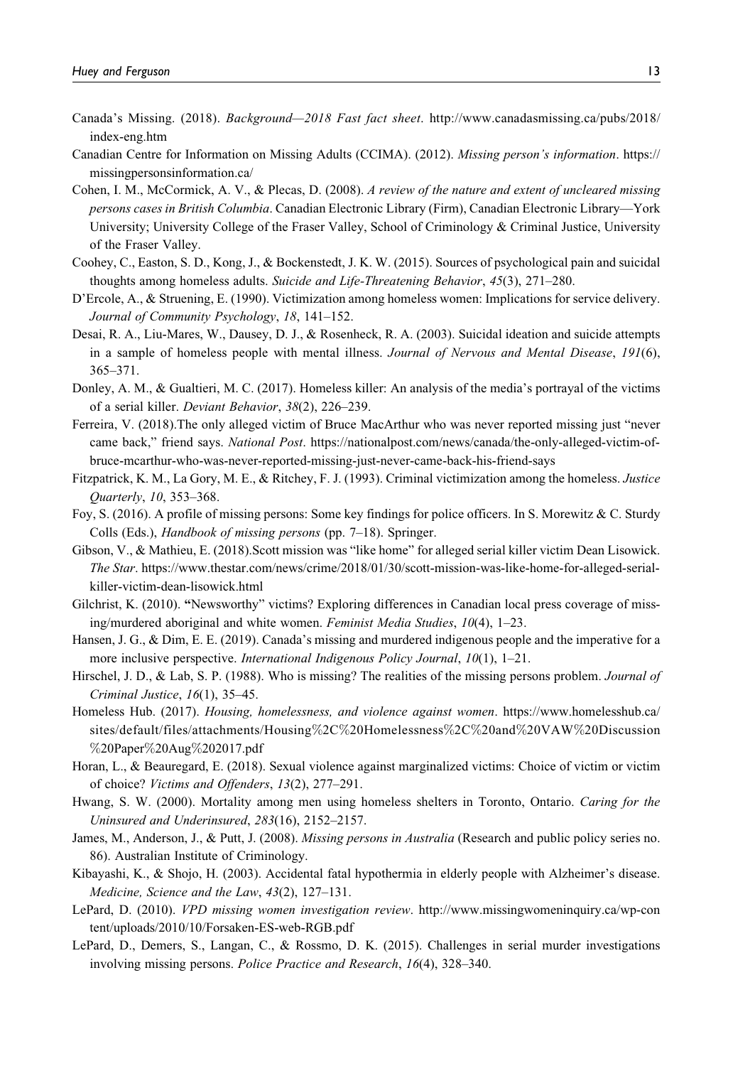Canada's Missing. (2018). *Background—2018 Fast fact sheet*. http://www.canadasmissing.ca/pubs/2018/index-eng.htm

Canadian Centre for Information on Missing Adults (CCIMA). (2012). *Missing person's information*. https://missingpersonsinformation.ca/

Cohen, I. M., McCormick, A. V., & Plecas, D. (2008). *A review of the nature and extent of uncleared missing persons cases in British Columbia*. Canadian Electronic Library (Firm), Canadian Electronic Library—York University; University College of the Fraser Valley, School of Criminology & Criminal Justice, University of the Fraser Valley.

Coohey, C., Easton, S. D., Kong, J., & Bockenstedt, J. K. W. (2015). Sources of psychological pain and suicidal thoughts among homeless adults. *Suicide and Life-Threatening Behavior*, *45*(3), 271–280.

D'Ercole, A., & Struening, E. (1990). Victimization among homeless women: Implications for service delivery. *Journal of Community Psychology*, *18*, 141–152.

Desai, R. A., Liu-Mares, W., Dausey, D. J., & Rosenheck, R. A. (2003). Suicidal ideation and suicide attempts in a sample of homeless people with mental illness. *Journal of Nervous and Mental Disease*, *191*(6), 365–371.

Donley, A. M., & Gualtieri, M. C. (2017). Homeless killer: An analysis of the media's portrayal of the victims of a serial killer. *Deviant Behavior*, *38*(2), 226–239.

Ferreira, V. (2018).The only alleged victim of Bruce MacArthur who was never reported missing just "never came back," friend says. *National Post*. https://nationalpost.com/news/canada/the-only-alleged-victim-of-bruce-mcarthur-who-was-never-reported-missing-just-never-came-back-his-friend-says

Fitzpatrick, K. M., La Gory, M. E., & Ritchey, F. J. (1993). Criminal victimization among the homeless. *Justice Quarterly*, *10*, 353–368.

Foy, S. (2016). A profile of missing persons: Some key findings for police officers. In S. Morewitz & C. Sturdy Colls (Eds.), *Handbook of missing persons* (pp. 7–18). Springer.

Gibson, V., & Mathieu, E. (2018).Scott mission was "like home" for alleged serial killer victim Dean Lisowick. *The Star*. https://www.thestar.com/news/crime/2018/01/30/scott-mission-was-like-home-for-alleged-serial-killer-victim-dean-lisowick.html

Gilchrist, K. (2010). "Newsworthy" victims? Exploring differences in Canadian local press coverage of missing/murdered aboriginal and white women. *Feminist Media Studies*, *10*(4), 1–23.

Hansen, J. G., & Dim, E. E. (2019). Canada's missing and murdered indigenous people and the imperative for a more inclusive perspective. *International Indigenous Policy Journal*, *10*(1), 1–21.

Hirschel, J. D., & Lab, S. P. (1988). Who is missing? The realities of the missing persons problem. *Journal of Criminal Justice*, *16*(1), 35–45.

Homeless Hub. (2017). *Housing, homelessness, and violence against women*. https://www.homelesshub.ca/sites/default/files/attachments/Housing%2C%20Homelessness%2C%20and%20VAW%20Discussion%20Paper%20Aug%202017.pdf

Horan, L., & Beauregard, E. (2018). Sexual violence against marginalized victims: Choice of victim or victim of choice? *Victims and Offenders*, *13*(2), 277–291.

Hwang, S. W. (2000). Mortality among men using homeless shelters in Toronto, Ontario. *Caring for the Uninsured and Underinsured*, *283*(16), 2152–2157.

James, M., Anderson, J., & Putt, J. (2008). *Missing persons in Australia* (Research and public policy series no. 86). Australian Institute of Criminology.

Kibayashi, K., & Shojo, H. (2003). Accidental fatal hypothermia in elderly people with Alzheimer's disease. *Medicine, Science and the Law*, *43*(2), 127–131.

LePard, D. (2010). *VPD missing women investigation review*. http://www.missingwomeninquiry.ca/wp-content/uploads/2010/10/Forsaken-ES-web-RGB.pdf

LePard, D., Demers, S., Langan, C., & Rossmo, D. K. (2015). Challenges in serial murder investigations involving missing persons. *Police Practice and Research*, *16*(4), 328–340.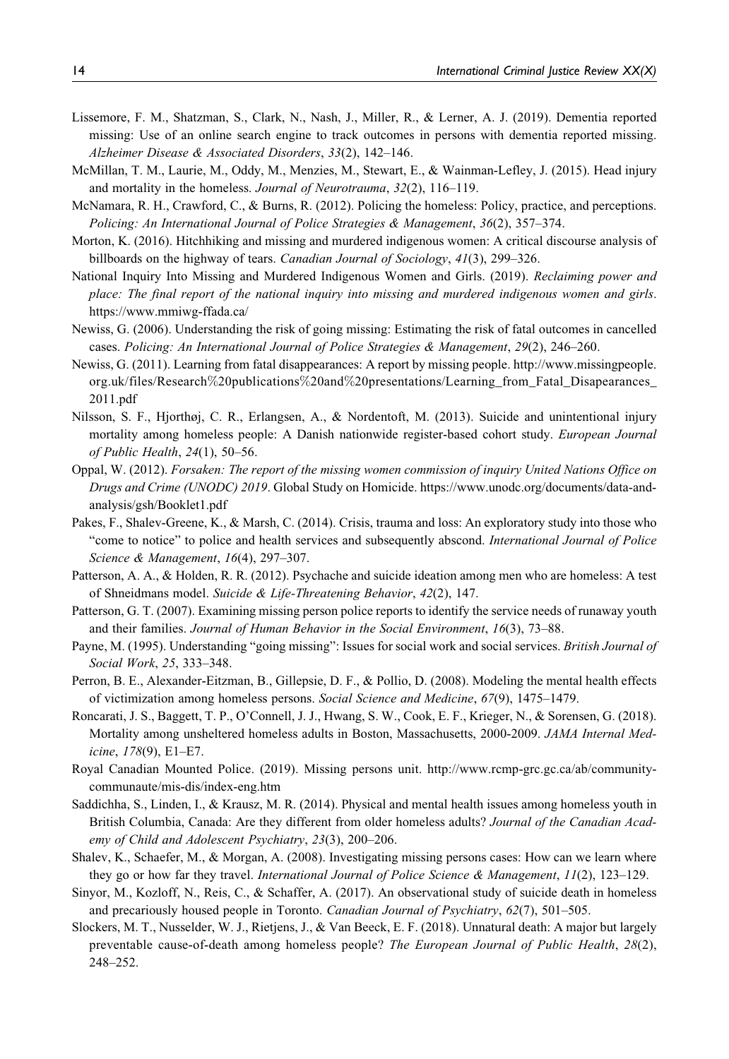Lissemore, F. M., Shatzman, S., Clark, N., Nash, J., Miller, R., & Lerner, A. J. (2019). Dementia reported missing: Use of an online search engine to track outcomes in persons with dementia reported missing. *Alzheimer Disease & Associated Disorders*, *33*(2), 142–146.

McMillan, T. M., Laurie, M., Oddy, M., Menzies, M., Stewart, E., & Wainman-Lefley, J. (2015). Head injury and mortality in the homeless. *Journal of Neurotrauma*, *32*(2), 116–119.

McNamara, R. H., Crawford, C., & Burns, R. (2012). Policing the homeless: Policy, practice, and perceptions. *Policing: An International Journal of Police Strategies & Management*, *36*(2), 357–374.

Morton, K. (2016). Hitchhiking and missing and murdered indigenous women: A critical discourse analysis of billboards on the highway of tears. *Canadian Journal of Sociology*, *41*(3), 299–326.

National Inquiry Into Missing and Murdered Indigenous Women and Girls. (2019). *Reclaiming power and place: The final report of the national inquiry into missing and murdered indigenous women and girls*. https://www.mmiwg-ffada.ca/

Newiss, G. (2006). Understanding the risk of going missing: Estimating the risk of fatal outcomes in cancelled cases. *Policing: An International Journal of Police Strategies & Management*, *29*(2), 246–260.

Newiss, G. (2011). Learning from fatal disappearances: A report by missing people. http://www.missingpeople.org.uk/files/Research%20publications%20and%20presentations/Learning_from_Fatal_Disapearances_2011.pdf

Nilsson, S. F., Hjorthøj, C. R., Erlangsen, A., & Nordentoft, M. (2013). Suicide and unintentional injury mortality among homeless people: A Danish nationwide register-based cohort study. *European Journal of Public Health*, *24*(1), 50–56.

Oppal, W. (2012). *Forsaken: The report of the missing women commission of inquiry United Nations Office on Drugs and Crime (UNODC) 2019*. Global Study on Homicide. https://www.unodc.org/documents/data-and-analysis/gsh/Booklet1.pdf

Pakes, F., Shalev-Greene, K., & Marsh, C. (2014). Crisis, trauma and loss: An exploratory study into those who "come to notice" to police and health services and subsequently abscond. *International Journal of Police Science & Management*, *16*(4), 297–307.

Patterson, A. A., & Holden, R. R. (2012). Psychache and suicide ideation among men who are homeless: A test of Shneidmans model. *Suicide & Life-Threatening Behavior*, *42*(2), 147.

Patterson, G. T. (2007). Examining missing person police reports to identify the service needs of runaway youth and their families. *Journal of Human Behavior in the Social Environment*, *16*(3), 73–88.

Payne, M. (1995). Understanding "going missing": Issues for social work and social services. *British Journal of Social Work*, *25*, 333–348.

Perron, B. E., Alexander-Eitzman, B., Gillepsie, D. F., & Pollio, D. (2008). Modeling the mental health effects of victimization among homeless persons. *Social Science and Medicine*, *67*(9), 1475–1479.

Roncarati, J. S., Baggett, T. P., O'Connell, J. J., Hwang, S. W., Cook, E. F., Krieger, N., & Sorensen, G. (2018). Mortality among unsheltered homeless adults in Boston, Massachusetts, 2000-2009. *JAMA Internal Medicine*, *178*(9), E1–E7.

Royal Canadian Mounted Police. (2019). Missing persons unit. http://www.rcmp-grc.gc.ca/ab/community-communaute/mis-dis/index-eng.htm

Saddichha, S., Linden, I., & Krausz, M. R. (2014). Physical and mental health issues among homeless youth in British Columbia, Canada: Are they different from older homeless adults? *Journal of the Canadian Academy of Child and Adolescent Psychiatry*, *23*(3), 200–206.

Shalev, K., Schaefer, M., & Morgan, A. (2008). Investigating missing persons cases: How can we learn where they go or how far they travel. *International Journal of Police Science & Management*, *11*(2), 123–129.

Sinyor, M., Kozloff, N., Reis, C., & Schaffer, A. (2017). An observational study of suicide death in homeless and precariously housed people in Toronto. *Canadian Journal of Psychiatry*, *62*(7), 501–505.

Slockers, M. T., Nusselder, W. J., Rietjens, J., & Van Beeck, E. F. (2018). Unnatural death: A major but largely preventable cause-of-death among homeless people? *The European Journal of Public Health*, *28*(2), 248–252.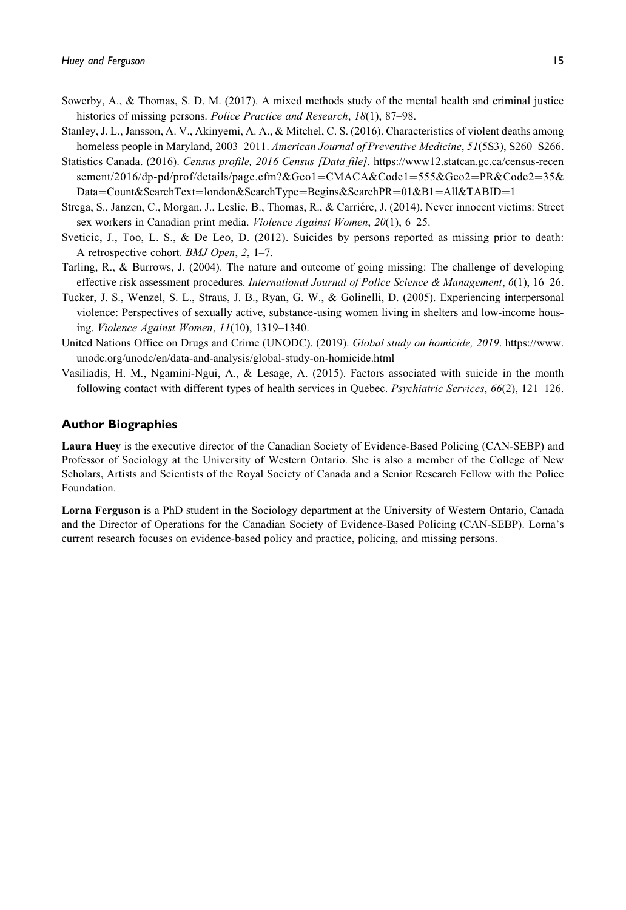Sowerby, A., & Thomas, S. D. M. (2017). A mixed methods study of the mental health and criminal justice histories of missing persons. *Police Practice and Research*, *18*(1), 87–98.

Stanley, J. L., Jansson, A. V., Akinyemi, A. A., & Mitchel, C. S. (2016). Characteristics of violent deaths among homeless people in Maryland, 2003–2011. *American Journal of Preventive Medicine*, *51*(5S3), S260–S266.

Statistics Canada. (2016). *Census profile, 2016 Census [Data file]*. https://www12.statcan.gc.ca/census-recensement/2016/dp-pd/prof/details/page.cfm?&Geo1=CMACA&Code1=555&Geo2=PR&Code2=35&Data=Count&SearchText=london&SearchType=Begins&SearchPR=01&B1=All&TABID=1

Strega, S., Janzen, C., Morgan, J., Leslie, B., Thomas, R., & Carriére, J. (2014). Never innocent victims: Street sex workers in Canadian print media. *Violence Against Women*, *20*(1), 6–25.

Sveticic, J., Too, L. S., & De Leo, D. (2012). Suicides by persons reported as missing prior to death: A retrospective cohort. *BMJ Open*, *2*, 1–7.

Tarling, R., & Burrows, J. (2004). The nature and outcome of going missing: The challenge of developing effective risk assessment procedures. *International Journal of Police Science & Management*, *6*(1), 16–26.

Tucker, J. S., Wenzel, S. L., Straus, J. B., Ryan, G. W., & Golinelli, D. (2005). Experiencing interpersonal violence: Perspectives of sexually active, substance-using women living in shelters and low-income housing. *Violence Against Women*, *11*(10), 1319–1340.

United Nations Office on Drugs and Crime (UNODC). (2019). *Global study on homicide, 2019*. https://www.unodc.org/unodc/en/data-and-analysis/global-study-on-homicide.html

Vasiliadis, H. M., Ngamini-Ngui, A., & Lesage, A. (2015). Factors associated with suicide in the month following contact with different types of health services in Quebec. *Psychiatric Services*, *66*(2), 121–126.

## Author Biographies

**Laura Huey** is the executive director of the Canadian Society of Evidence-Based Policing (CAN-SEBP) and Professor of Sociology at the University of Western Ontario. She is also a member of the College of New Scholars, Artists and Scientists of the Royal Society of Canada and a Senior Research Fellow with the Police Foundation.

**Lorna Ferguson** is a PhD student in the Sociology department at the University of Western Ontario, Canada and the Director of Operations for the Canadian Society of Evidence-Based Policing (CAN-SEBP). Lorna's current research focuses on evidence-based policy and practice, policing, and missing persons.